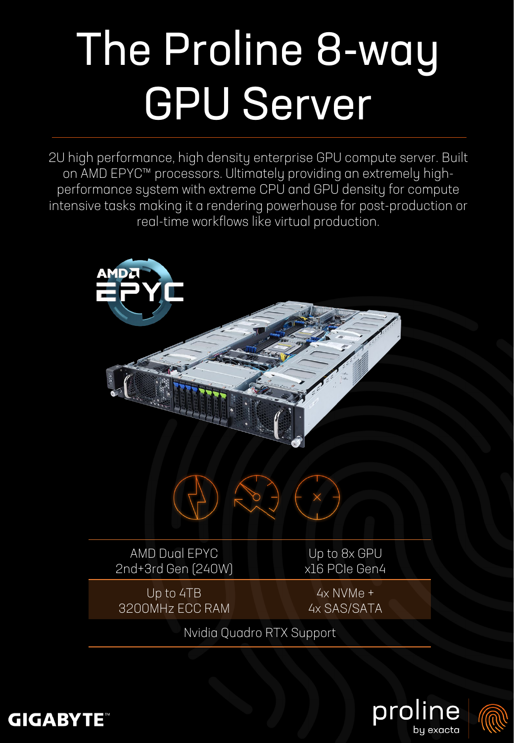# The Proline 8-way GPU Server

2U high performance, high density enterprise GPU compute server. Built on AMD EPYC™ processors. Ultimately providing an extremely high-performance system with extreme CPU and GPU density for compute intensive tasks making it a rendering powerhouse for post-production or real-time workflows like virtual production.

| | |
|---|---|
| AMD Dual EPYC 2nd+3rd Gen (240W) | Up to 8x GPU x16 PCIe Gen4 |
| Up to 4TB 3200MHz ECC RAM | 4x NVMe + 4x SAS/SATA |

Nvidia Quadro RTX Support

GIGABYTE™

proline by exacta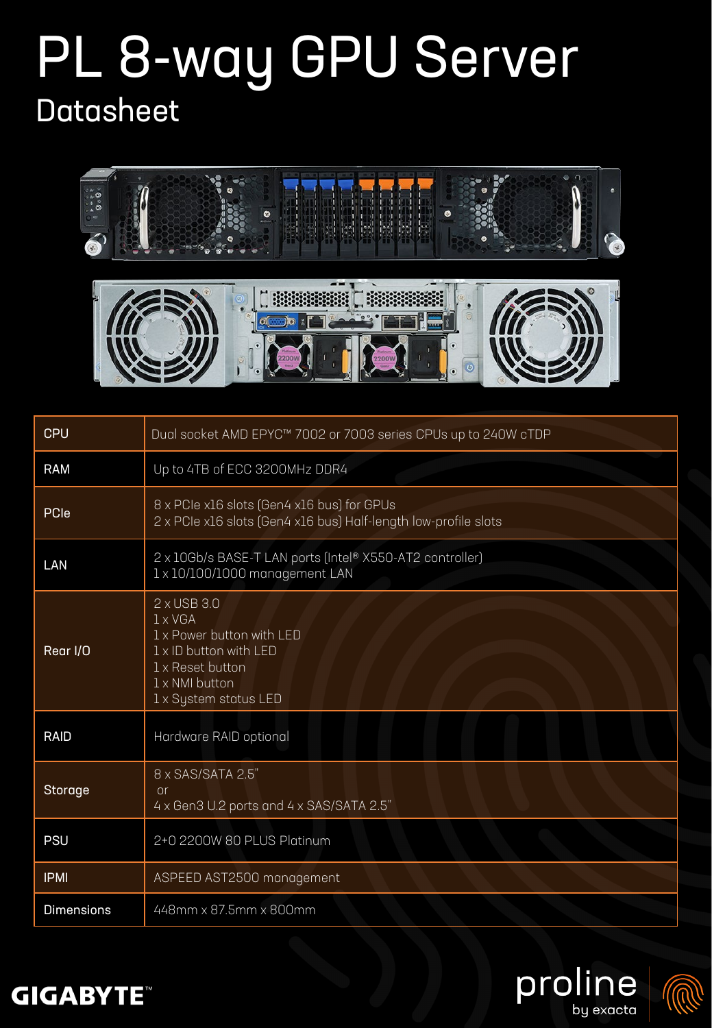# PL 8-way GPU Server

## Datasheet

| | |
|---|---|
| CPU | Dual socket AMD EPYC™ 7002 or 7003 series CPUs up to 240W cTDP |
| RAM | Up to 4TB of ECC 3200MHz DDR4 |
| PCIe | 8 x PCIe x16 slots (Gen4 x16 bus) for GPUs<br>2 x PCIe x16 slots (Gen4 x16 bus) Half-length low-profile slots |
| LAN | 2 x 10Gb/s BASE-T LAN ports (Intel® X550-AT2 controller)<br>1 x 10/100/1000 management LAN |
| Rear I/O | 2 x USB 3.0<br>1 x VGA<br>1 x Power button with LED<br>1 x ID button with LED<br>1 x Reset button<br>1 x NMI button<br>1 x System status LED |
| RAID | Hardware RAID optional |
| Storage | 8 x SAS/SATA 2.5"<br>or<br>4 x Gen3 U.2 ports and 4 x SAS/SATA 2.5" |
| PSU | 2+0 2200W 80 PLUS Platinum |
| IPMI | ASPEED AST2500 management |
| Dimensions | 448mm x 87.5mm x 800mm |

GIGABYTE™

proline by exacta